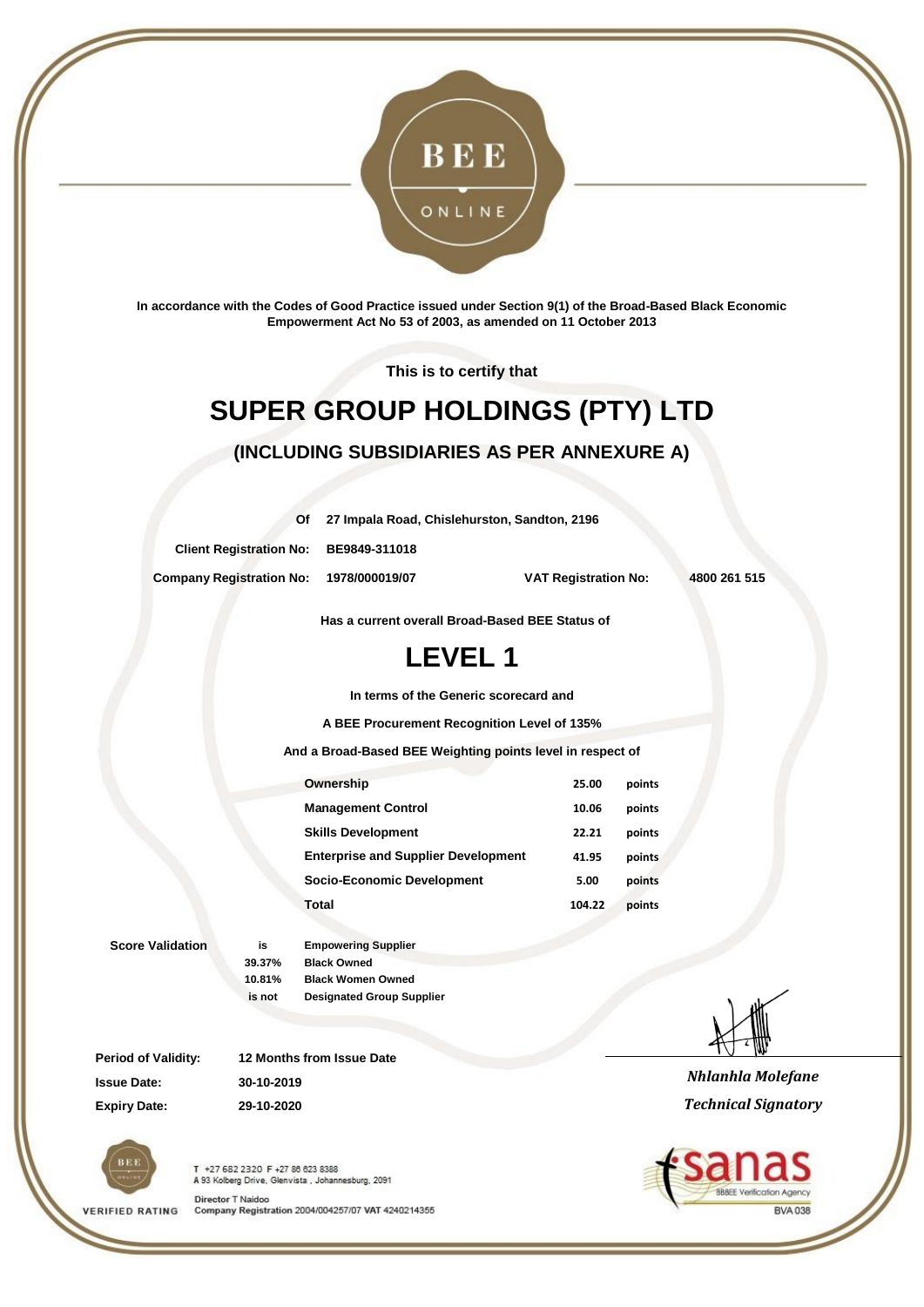BEE ONLINE

In accordance with the Codes of Good Practice issued under Section 9(1) of the Broad-Based Black Economic Empowerment Act No 53 of 2003, as amended on 11 October 2013

This is to certify that

# SUPER GROUP HOLDINGS (PTY) LTD

## (INCLUDING SUBSIDIARIES AS PER ANNEXURE A)

**Of** 27 Impala Road, Chislehurston, Sandton, 2196

**Client Registration No:** BE9849-311018

**Company Registration No:** 1978/000019/07 **VAT Registration No:** 4800 261 515

Has a current overall Broad-Based BEE Status of

# LEVEL 1

In terms of the Generic scorecard and

A BEE Procurement Recognition Level of 135%

And a Broad-Based BEE Weighting points level in respect of

| Element | Points | |
|---|---|---|
| Ownership | 25.00 | points |
| Management Control | 10.06 | points |
| Skills Development | 22.21 | points |
| Enterprise and Supplier Development | 41.95 | points |
| Socio-Economic Development | 5.00 | points |
| Total | 104.22 | points |

**Score Validation**

| | |
|---|---|
| is | Empowering Supplier |
| 39.37% | Black Owned |
| 10.81% | Black Women Owned |
| is not | Designated Group Supplier |

**Period of Validity:** 12 Months from Issue Date

**Issue Date:** 30-10-2019

**Expiry Date:** 29-10-2020

*Nhlanhla Molefane*
*Technical Signatory*

VERIFIED RATING

T +27 682 2320 F +27 86 623 8388
A 93 Kolberg Drive, Glenvista , Johannesburg, 2091
Director T Naidoo
Company Registration 2004/004257/07 VAT 4240214355

sanas BBBEE Verification Agency
BVA 038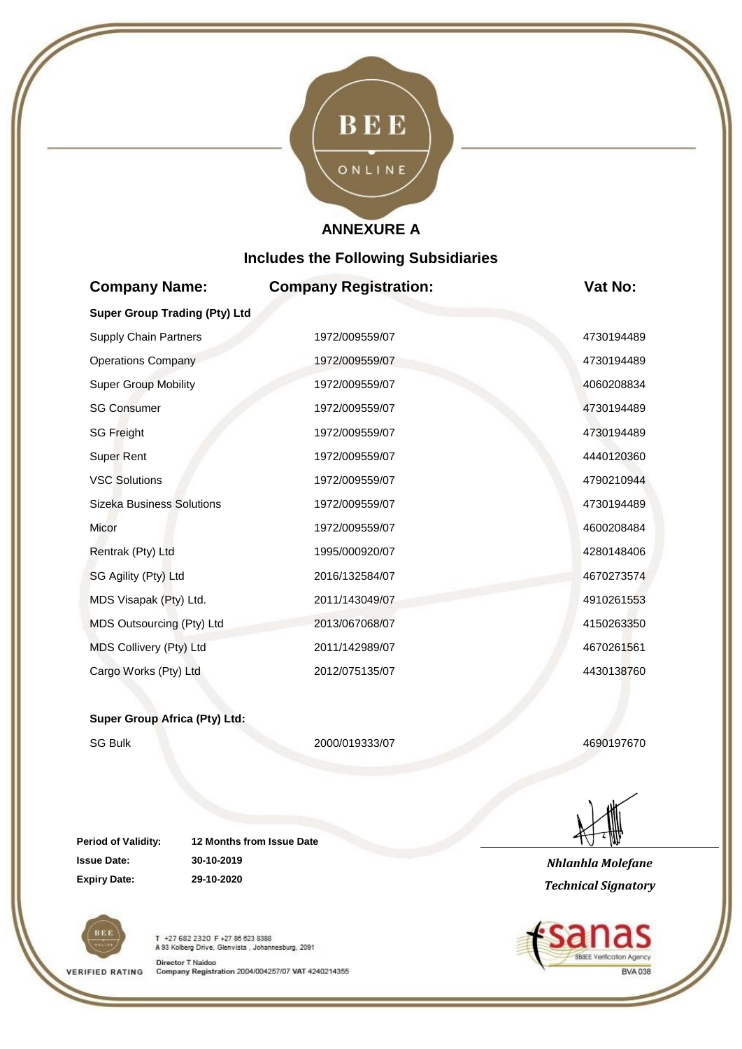BEE ONLINE

## ANNEXURE A

### Includes the Following Subsidiaries

| Company Name: | Company Registration: | Vat No: |
|---|---|---|
| **Super Group Trading (Pty) Ltd** | | |
| Supply Chain Partners | 1972/009559/07 | 4730194489 |
| Operations Company | 1972/009559/07 | 4730194489 |
| Super Group Mobility | 1972/009559/07 | 4060208834 |
| SG Consumer | 1972/009559/07 | 4730194489 |
| SG Freight | 1972/009559/07 | 4730194489 |
| Super Rent | 1972/009559/07 | 4440120360 |
| VSC Solutions | 1972/009559/07 | 4790210944 |
| Sizeka Business Solutions | 1972/009559/07 | 4730194489 |
| Micor | 1972/009559/07 | 4600208484 |
| Rentrak (Pty) Ltd | 1995/000920/07 | 4280148406 |
| SG Agility (Pty) Ltd | 2016/132584/07 | 4670273574 |
| MDS Visapak (Pty) Ltd. | 2011/143049/07 | 4910261553 |
| MDS Outsourcing (Pty) Ltd | 2013/067068/07 | 4150263350 |
| MDS Collivery (Pty) Ltd | 2011/142989/07 | 4670261561 |
| Cargo Works (Pty) Ltd | 2012/075135/07 | 4430138760 |
| **Super Group Africa (Pty) Ltd:** | | |
| SG Bulk | 2000/019333/07 | 4690197670 |

| | |
|---|---|
| **Period of Validity:** | **12 Months from Issue Date** |
| **Issue Date:** | **30-10-2019** |
| **Expiry Date:** | **29-10-2020** |

***Nhlanhla Molefane***
***Technical Signatory***

VERIFIED RATING

T +27 682 2320 F +27 86 623 8388
A 93 Kolberg Drive, Glenvista , Johannesburg, 2091

Director T Naidoo
Company Registration 2004/004257/07 VAT 4240214355

sanas
BBBEE Verification Agency
BVA 038